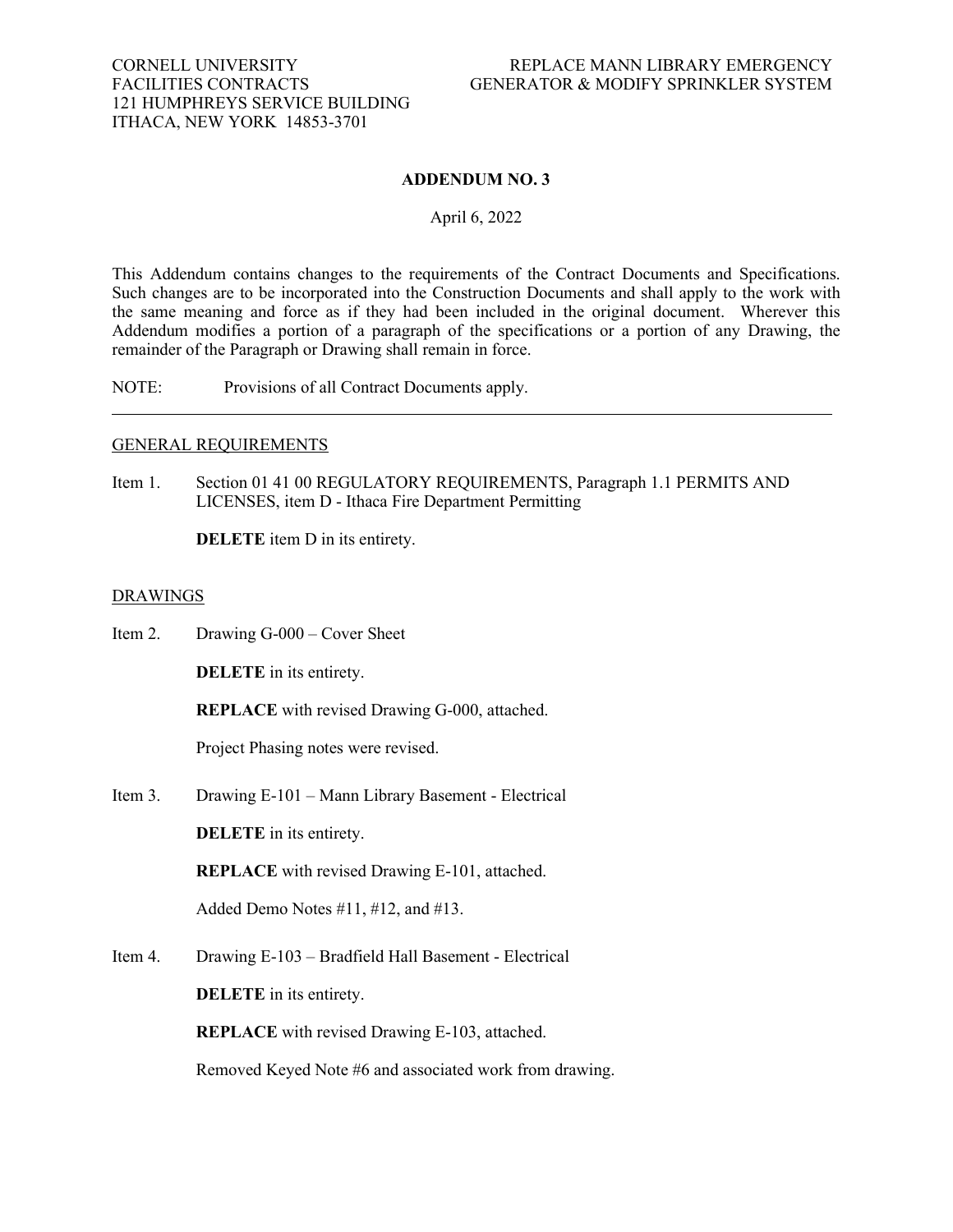CORNELL UNIVERSITY
FACILITIES CONTRACTS
121 HUMPHREYS SERVICE BUILDING
ITHACA, NEW YORK 14853-3701

REPLACE MANN LIBRARY EMERGENCY GENERATOR & MODIFY SPRINKLER SYSTEM

# ADDENDUM NO. 3

April 6, 2022

This Addendum contains changes to the requirements of the Contract Documents and Specifications. Such changes are to be incorporated into the Construction Documents and shall apply to the work with the same meaning and force as if they had been included in the original document. Wherever this Addendum modifies a portion of a paragraph of the specifications or a portion of any Drawing, the remainder of the Paragraph or Drawing shall remain in force.

NOTE: Provisions of all Contract Documents apply.

---

## GENERAL REQUIREMENTS

Item 1. Section 01 41 00 REGULATORY REQUIREMENTS, Paragraph 1.1 PERMITS AND LICENSES, item D - Ithaca Fire Department Permitting

**DELETE** item D in its entirety.

## DRAWINGS

Item 2. Drawing G-000 – Cover Sheet

**DELETE** in its entirety.

**REPLACE** with revised Drawing G-000, attached.

Project Phasing notes were revised.

Item 3. Drawing E-101 – Mann Library Basement - Electrical

**DELETE** in its entirety.

**REPLACE** with revised Drawing E-101, attached.

Added Demo Notes #11, #12, and #13.

Item 4. Drawing E-103 – Bradfield Hall Basement - Electrical

**DELETE** in its entirety.

**REPLACE** with revised Drawing E-103, attached.

Removed Keyed Note #6 and associated work from drawing.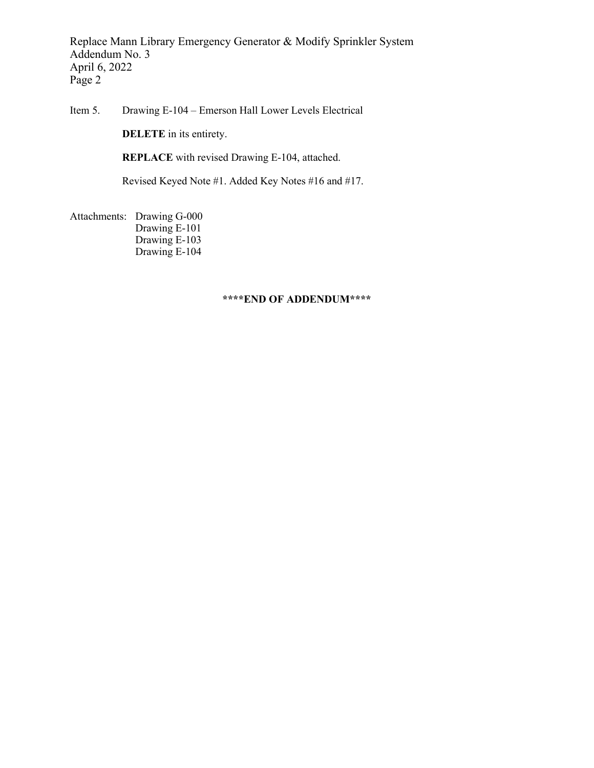Item 5. Drawing E-104 – Emerson Hall Lower Levels Electrical

**DELETE** in its entirety.

**REPLACE** with revised Drawing E-104, attached.

Revised Keyed Note #1. Added Key Notes #16 and #17.

Attachments: Drawing G-000
Drawing E-101
Drawing E-103
Drawing E-104

**\*\*\*\*END OF ADDENDUM\*\*\*\***